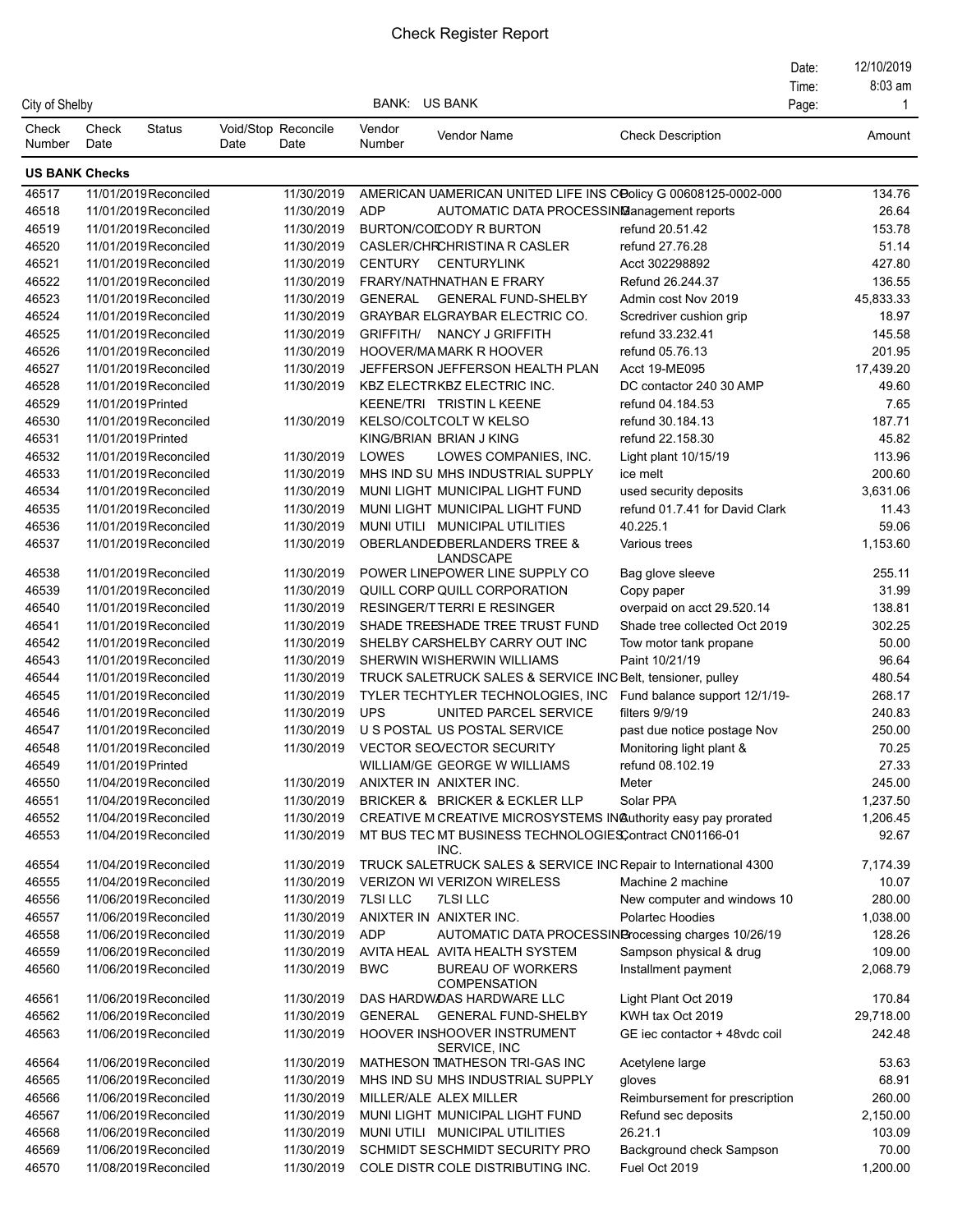# Check Register Report

City of Shelby | BANK: US BANK | Date: 12/10/2019 | Time: 8:03 am

| Check Number | Check Date | Status | Void/Stop Date | Reconcile Date | Vendor Number | Vendor Name | Check Description | Amount |
|---|---|---|---|---|---|---|---|---|
| **US BANK Checks** | | | | | | | | |
| 46517 | 11/01/2019 | Reconciled | | 11/30/2019 | AMERICAN U | AMERICAN UNITED LIFE INS CO | Policy G 00608125-0002-000 | 134.76 |
| 46518 | 11/01/2019 | Reconciled | | 11/30/2019 | ADP | AUTOMATIC DATA PROCESSING | Management reports | 26.64 |
| 46519 | 11/01/2019 | Reconciled | | 11/30/2019 | BURTON/COD | CODY R BURTON | refund 20.51.42 | 153.78 |
| 46520 | 11/01/2019 | Reconciled | | 11/30/2019 | CASLER/CHR | CHRISTINA R CASLER | refund 27.76.28 | 51.14 |
| 46521 | 11/01/2019 | Reconciled | | 11/30/2019 | CENTURY | CENTURYLINK | Acct 302298892 | 427.80 |
| 46522 | 11/01/2019 | Reconciled | | 11/30/2019 | FRARY/NATH | NATHAN E FRARY | Refund 26.244.37 | 136.55 |
| 46523 | 11/01/2019 | Reconciled | | 11/30/2019 | GENERAL | GENERAL FUND-SHELBY | Admin cost Nov 2019 | 45,833.33 |
| 46524 | 11/01/2019 | Reconciled | | 11/30/2019 | GRAYBAR EL | GRAYBAR ELECTRIC CO. | Scredriver cushion grip | 18.97 |
| 46525 | 11/01/2019 | Reconciled | | 11/30/2019 | GRIFFITH/ | NANCY J GRIFFITH | refund 33.232.41 | 145.58 |
| 46526 | 11/01/2019 | Reconciled | | 11/30/2019 | HOOVER/MA | MARK R HOOVER | refund 05.76.13 | 201.95 |
| 46527 | 11/01/2019 | Reconciled | | 11/30/2019 | JEFFERSON | JEFFERSON HEALTH PLAN | Acct 19-ME095 | 17,439.20 |
| 46528 | 11/01/2019 | Reconciled | | 11/30/2019 | KBZ ELECTR | KBZ ELECTRIC INC. | DC contactor 240 30 AMP | 49.60 |
| 46529 | 11/01/2019 | Printed | | | KEENE/TRI | TRISTIN L KEENE | refund 04.184.53 | 7.65 |
| 46530 | 11/01/2019 | Reconciled | | 11/30/2019 | KELSO/COLT | COLT W KELSO | refund 30.184.13 | 187.71 |
| 46531 | 11/01/2019 | Printed | | | KING/BRIAN | BRIAN J KING | refund 22.158.30 | 45.82 |
| 46532 | 11/01/2019 | Reconciled | | 11/30/2019 | LOWES | LOWES COMPANIES, INC. | Light plant 10/15/19 | 113.96 |
| 46533 | 11/01/2019 | Reconciled | | 11/30/2019 | MHS IND SU | MHS INDUSTRIAL SUPPLY | ice melt | 200.60 |
| 46534 | 11/01/2019 | Reconciled | | 11/30/2019 | MUNI LIGHT | MUNICIPAL LIGHT FUND | used security deposits | 3,631.06 |
| 46535 | 11/01/2019 | Reconciled | | 11/30/2019 | MUNI LIGHT | MUNICIPAL LIGHT FUND | refund 01.7.41 for David Clark | 11.43 |
| 46536 | 11/01/2019 | Reconciled | | 11/30/2019 | MUNI UTILI | MUNICIPAL UTILITIES | 40.225.1 | 59.06 |
| 46537 | 11/01/2019 | Reconciled | | 11/30/2019 | OBERLANDE | OBERLANDERS TREE & LANDSCAPE | Various trees | 1,153.60 |
| 46538 | 11/01/2019 | Reconciled | | 11/30/2019 | POWER LINE | POWER LINE SUPPLY CO | Bag glove sleeve | 255.11 |
| 46539 | 11/01/2019 | Reconciled | | 11/30/2019 | QUILL CORP | QUILL CORPORATION | Copy paper | 31.99 |
| 46540 | 11/01/2019 | Reconciled | | 11/30/2019 | RESINGER/T | TERRI E RESINGER | overpaid on acct 29.520.14 | 138.81 |
| 46541 | 11/01/2019 | Reconciled | | 11/30/2019 | SHADE TREE | SHADE TREE TRUST FUND | Shade tree collected Oct 2019 | 302.25 |
| 46542 | 11/01/2019 | Reconciled | | 11/30/2019 | SHELBY CAR | SHELBY CARRY OUT INC | Tow motor tank propane | 50.00 |
| 46543 | 11/01/2019 | Reconciled | | 11/30/2019 | SHERWIN WI | SHERWIN WILLIAMS | Paint 10/21/19 | 96.64 |
| 46544 | 11/01/2019 | Reconciled | | 11/30/2019 | TRUCK SALE | TRUCK SALES & SERVICE INC | Belt, tensioner, pulley | 480.54 |
| 46545 | 11/01/2019 | Reconciled | | 11/30/2019 | TYLER TECH | TYLER TECHNOLOGIES, INC | Fund balance support 12/1/19- | 268.17 |
| 46546 | 11/01/2019 | Reconciled | | 11/30/2019 | UPS | UNITED PARCEL SERVICE | filters 9/9/19 | 240.83 |
| 46547 | 11/01/2019 | Reconciled | | 11/30/2019 | U S POSTAL | US POSTAL SERVICE | past due notice postage Nov | 250.00 |
| 46548 | 11/01/2019 | Reconciled | | 11/30/2019 | VECTOR SEC | VECTOR SECURITY | Monitoring light plant & | 70.25 |
| 46549 | 11/01/2019 | Printed | | | WILLIAM/GE | GEORGE W WILLIAMS | refund 08.102.19 | 27.33 |
| 46550 | 11/04/2019 | Reconciled | | 11/30/2019 | ANIXTER IN | ANIXTER INC. | Meter | 245.00 |
| 46551 | 11/04/2019 | Reconciled | | 11/30/2019 | BRICKER & | BRICKER & ECKLER LLP | Solar PPA | 1,237.50 |
| 46552 | 11/04/2019 | Reconciled | | 11/30/2019 | CREATIVE M | CREATIVE MICROSYSTEMS INC | Authority easy pay prorated | 1,206.45 |
| 46553 | 11/04/2019 | Reconciled | | 11/30/2019 | MT BUS TEC | MT BUSINESS TECHNOLOGIES, INC. | Contract CN01166-01 | 92.67 |
| 46554 | 11/04/2019 | Reconciled | | 11/30/2019 | TRUCK SALE | TRUCK SALES & SERVICE INC | Repair to International 4300 | 7,174.39 |
| 46555 | 11/04/2019 | Reconciled | | 11/30/2019 | VERIZON WI | VERIZON WIRELESS | Machine 2 machine | 10.07 |
| 46556 | 11/06/2019 | Reconciled | | 11/30/2019 | 7LSI LLC | 7LSI LLC | New computer and windows 10 | 280.00 |
| 46557 | 11/06/2019 | Reconciled | | 11/30/2019 | ANIXTER IN | ANIXTER INC. | Polartec Hoodies | 1,038.00 |
| 46558 | 11/06/2019 | Reconciled | | 11/30/2019 | ADP | AUTOMATIC DATA PROCESSING | Processing charges 10/26/19 | 128.26 |
| 46559 | 11/06/2019 | Reconciled | | 11/30/2019 | AVITA HEAL | AVITA HEALTH SYSTEM | Sampson physical & drug | 109.00 |
| 46560 | 11/06/2019 | Reconciled | | 11/30/2019 | BWC | BUREAU OF WORKERS COMPENSATION | Installment payment | 2,068.79 |
| 46561 | 11/06/2019 | Reconciled | | 11/30/2019 | DAS HARDW | DAS HARDWARE LLC | Light Plant Oct 2019 | 170.84 |
| 46562 | 11/06/2019 | Reconciled | | 11/30/2019 | GENERAL | GENERAL FUND-SHELBY | KWH tax Oct 2019 | 29,718.00 |
| 46563 | 11/06/2019 | Reconciled | | 11/30/2019 | HOOVER INS | HOOVER INSTRUMENT SERVICE, INC | GE iec contactor + 48vdc coil | 242.48 |
| 46564 | 11/06/2019 | Reconciled | | 11/30/2019 | MATHESON T | MATHESON TRI-GAS INC | Acetylene large | 53.63 |
| 46565 | 11/06/2019 | Reconciled | | 11/30/2019 | MHS IND SU | MHS INDUSTRIAL SUPPLY | gloves | 68.91 |
| 46566 | 11/06/2019 | Reconciled | | 11/30/2019 | MILLER/ALE | ALEX MILLER | Reimbursement for prescription | 260.00 |
| 46567 | 11/06/2019 | Reconciled | | 11/30/2019 | MUNI LIGHT | MUNICIPAL LIGHT FUND | Refund sec deposits | 2,150.00 |
| 46568 | 11/06/2019 | Reconciled | | 11/30/2019 | MUNI UTILI | MUNICIPAL UTILITIES | 26.21.1 | 103.09 |
| 46569 | 11/06/2019 | Reconciled | | 11/30/2019 | SCHMIDT SE | SCHMIDT SECURITY PRO | Background check Sampson | 70.00 |
| 46570 | 11/08/2019 | Reconciled | | 11/30/2019 | COLE DISTR | COLE DISTRIBUTING INC. | Fuel Oct 2019 | 1,200.00 |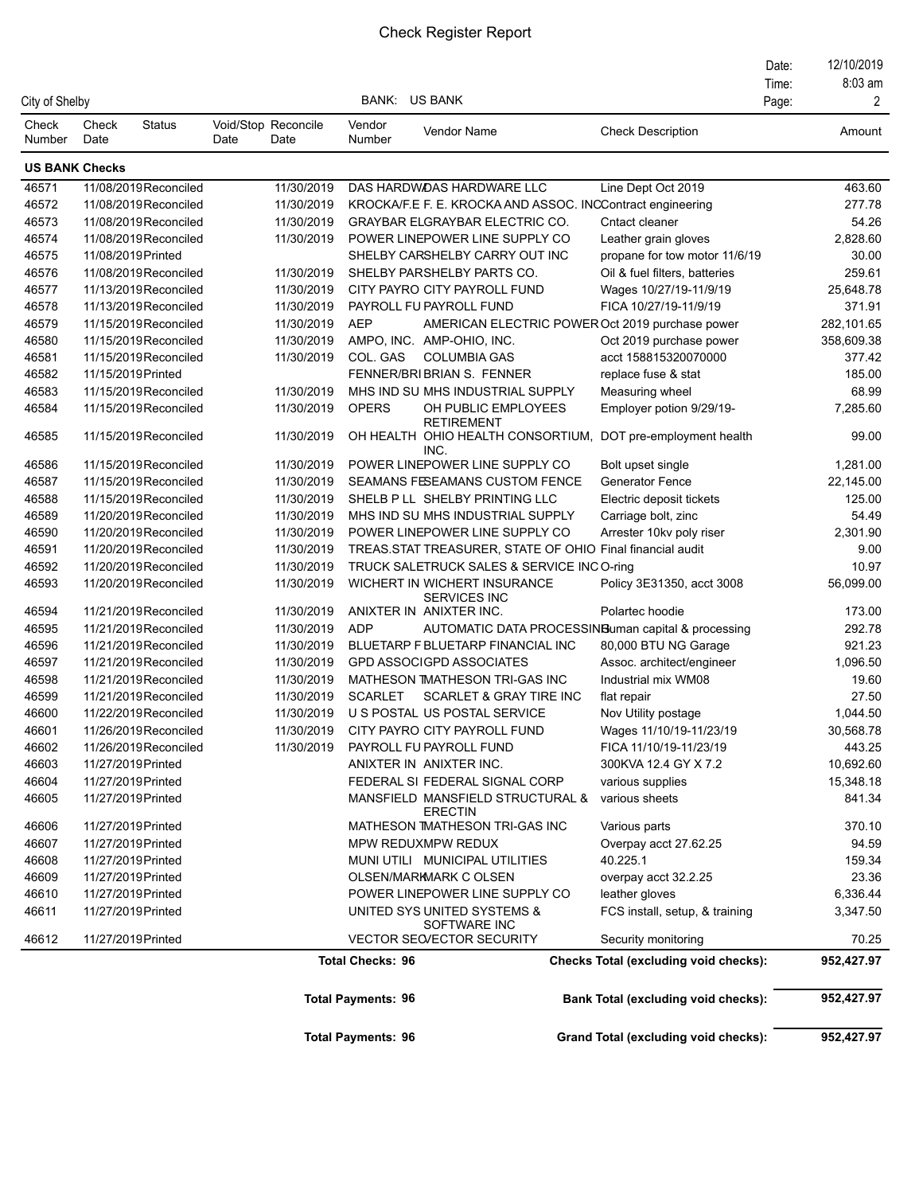# Check Register Report

City of Shelby

BANK: US BANK

Date: 12/10/2019
Time: 8:03 am

| Check Number | Check Date | Status | Void/Stop Date | Reconcile Date | Vendor Number | Vendor Name | Check Description | Amount |
|---|---|---|---|---|---|---|---|---|
| **US BANK Checks** | | | | | | | | |
| 46571 | 11/08/2019 | Reconciled | | 11/30/2019 | DAS HARDWA | DAS HARDWARE LLC | Line Dept Oct 2019 | 463.60 |
| 46572 | 11/08/2019 | Reconciled | | 11/30/2019 | KROCKA/F.E | F. E. KROCKA AND ASSOC. INC | Contract engineering | 277.78 |
| 46573 | 11/08/2019 | Reconciled | | 11/30/2019 | GRAYBAR EL | GRAYBAR ELECTRIC CO. | Cntact cleaner | 54.26 |
| 46574 | 11/08/2019 | Reconciled | | 11/30/2019 | POWER LINE | POWER LINE SUPPLY CO | Leather grain gloves | 2,828.60 |
| 46575 | 11/08/2019 | Printed | | | SHELBY CAR | SHELBY CARRY OUT INC | propane for tow motor 11/6/19 | 30.00 |
| 46576 | 11/08/2019 | Reconciled | | 11/30/2019 | SHELBY PAR | SHELBY PARTS CO. | Oil & fuel filters, batteries | 259.61 |
| 46577 | 11/13/2019 | Reconciled | | 11/30/2019 | CITY PAYRO | CITY PAYROLL FUND | Wages 10/27/19-11/9/19 | 25,648.78 |
| 46578 | 11/13/2019 | Reconciled | | 11/30/2019 | PAYROLL FU | PAYROLL FUND | FICA 10/27/19-11/9/19 | 371.91 |
| 46579 | 11/15/2019 | Reconciled | | 11/30/2019 | AEP | AMERICAN ELECTRIC POWER | Oct 2019 purchase power | 282,101.65 |
| 46580 | 11/15/2019 | Reconciled | | 11/30/2019 | AMPO, INC. | AMP-OHIO, INC. | Oct 2019 purchase power | 358,609.38 |
| 46581 | 11/15/2019 | Reconciled | | 11/30/2019 | COL. GAS | COLUMBIA GAS | acct 158815320070000 | 377.42 |
| 46582 | 11/15/2019 | Printed | | | FENNER/BRI | BRIAN S. FENNER | replace fuse & stat | 185.00 |
| 46583 | 11/15/2019 | Reconciled | | 11/30/2019 | MHS IND SU | MHS INDUSTRIAL SUPPLY | Measuring wheel | 68.99 |
| 46584 | 11/15/2019 | Reconciled | | 11/30/2019 | OPERS | OH PUBLIC EMPLOYEES RETIREMENT | Employer potion 9/29/19- | 7,285.60 |
| 46585 | 11/15/2019 | Reconciled | | 11/30/2019 | OH HEALTH | OHIO HEALTH CONSORTIUM, INC. | DOT pre-employment health | 99.00 |
| 46586 | 11/15/2019 | Reconciled | | 11/30/2019 | POWER LINE | POWER LINE SUPPLY CO | Bolt upset single | 1,281.00 |
| 46587 | 11/15/2019 | Reconciled | | 11/30/2019 | SEAMANS FE | SEAMANS CUSTOM FENCE | Generator Fence | 22,145.00 |
| 46588 | 11/15/2019 | Reconciled | | 11/30/2019 | SHELB P LL | SHELBY PRINTING LLC | Electric deposit tickets | 125.00 |
| 46589 | 11/20/2019 | Reconciled | | 11/30/2019 | MHS IND SU | MHS INDUSTRIAL SUPPLY | Carriage bolt, zinc | 54.49 |
| 46590 | 11/20/2019 | Reconciled | | 11/30/2019 | POWER LINE | POWER LINE SUPPLY CO | Arrester 10kv poly riser | 2,301.90 |
| 46591 | 11/20/2019 | Reconciled | | 11/30/2019 | TREAS.STAT | TREASURER, STATE OF OHIO | Final financial audit | 9.00 |
| 46592 | 11/20/2019 | Reconciled | | 11/30/2019 | TRUCK SALE | TRUCK SALES & SERVICE INC | O-ring | 10.97 |
| 46593 | 11/20/2019 | Reconciled | | 11/30/2019 | WICHERT IN | WICHERT INSURANCE SERVICES INC | Policy 3E31350, acct 3008 | 56,099.00 |
| 46594 | 11/21/2019 | Reconciled | | 11/30/2019 | ANIXTER IN | ANIXTER INC. | Polartec hoodie | 173.00 |
| 46595 | 11/21/2019 | Reconciled | | 11/30/2019 | ADP | AUTOMATIC DATA PROCESSING | Human capital & processing | 292.78 |
| 46596 | 11/21/2019 | Reconciled | | 11/30/2019 | BLUETARP F | BLUETARP FINANCIAL INC | 80,000 BTU NG Garage | 921.23 |
| 46597 | 11/21/2019 | Reconciled | | 11/30/2019 | GPD ASSOCI | GPD ASSOCIATES | Assoc. architect/engineer | 1,096.50 |
| 46598 | 11/21/2019 | Reconciled | | 11/30/2019 | MATHESON T | MATHESON TRI-GAS INC | Industrial mix WM08 | 19.60 |
| 46599 | 11/21/2019 | Reconciled | | 11/30/2019 | SCARLET | SCARLET & GRAY TIRE INC | flat repair | 27.50 |
| 46600 | 11/22/2019 | Reconciled | | 11/30/2019 | U S POSTAL | US POSTAL SERVICE | Nov Utility postage | 1,044.50 |
| 46601 | 11/26/2019 | Reconciled | | 11/30/2019 | CITY PAYRO | CITY PAYROLL FUND | Wages 11/10/19-11/23/19 | 30,568.78 |
| 46602 | 11/26/2019 | Reconciled | | 11/30/2019 | PAYROLL FU | PAYROLL FUND | FICA 11/10/19-11/23/19 | 443.25 |
| 46603 | 11/27/2019 | Printed | | | ANIXTER IN | ANIXTER INC. | 300KVA 12.4 GY X 7.2 | 10,692.60 |
| 46604 | 11/27/2019 | Printed | | | FEDERAL SI | FEDERAL SIGNAL CORP | various supplies | 15,348.18 |
| 46605 | 11/27/2019 | Printed | | | MANSFIELD | MANSFIELD STRUCTURAL & ERECTIN | various sheets | 841.34 |
| 46606 | 11/27/2019 | Printed | | | MATHESON T | MATHESON TRI-GAS INC | Various parts | 370.10 |
| 46607 | 11/27/2019 | Printed | | | MPW REDUX | MPW REDUX | Overpay acct 27.62.25 | 94.59 |
| 46608 | 11/27/2019 | Printed | | | MUNI UTILI | MUNICIPAL UTILITIES | 40.225.1 | 159.34 |
| 46609 | 11/27/2019 | Printed | | | OLSEN/MARK | MARK C OLSEN | overpay acct 32.2.25 | 23.36 |
| 46610 | 11/27/2019 | Printed | | | POWER LINE | POWER LINE SUPPLY CO | leather gloves | 6,336.44 |
| 46611 | 11/27/2019 | Printed | | | UNITED SYS | UNITED SYSTEMS & SOFTWARE INC | FCS install, setup, & training | 3,347.50 |
| 46612 | 11/27/2019 | Printed | | | VECTOR SEC | VECTOR SECURITY | Security monitoring | 70.25 |

**Total Checks: 96** — **Checks Total (excluding void checks): 952,427.97**

**Total Payments: 96** — **Bank Total (excluding void checks): 952,427.97**

**Total Payments: 96** — **Grand Total (excluding void checks): 952,427.97**